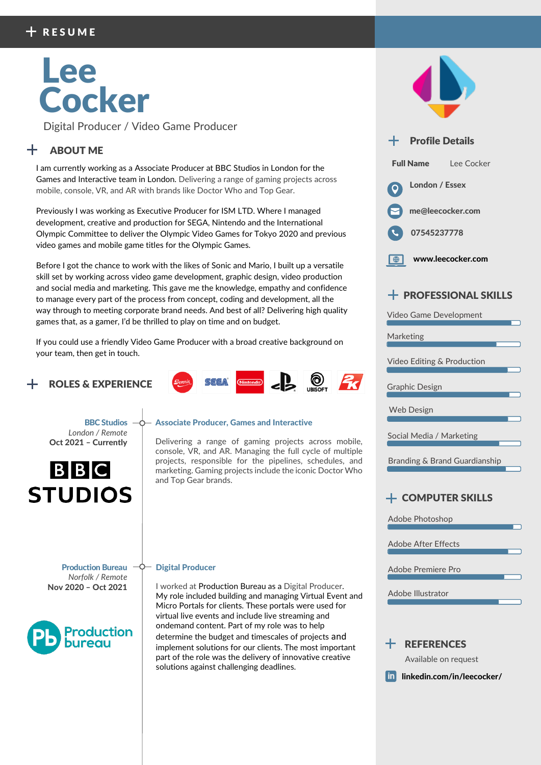# + RESUME

# Lee Cocker

Digital Producer / Video Game Producer

## + ABOUT ME

I am currently working as a Associate Producer at BBC Studios in London for the Games and Interactive team in London. Delivering a range of gaming projects across mobile, console, VR, and AR with brands like Doctor Who and Top Gear.

Previously I was working as Executive Producer for ISM LTD. Where I managed development, creative and production for SEGA, Nintendo and the International Olympic Committee to deliver the Olympic Video Games for Tokyo 2020 and previous video games and mobile game titles for the Olympic Games.

Before I got the chance to work with the likes of Sonic and Mario, I built up a versatile skill set by working across video game development, graphic design, video production and social media and marketing. This gave me the knowledge, empathy and confidence to manage every part of the process from concept, coding and development, all the way through to meeting corporate brand needs. And best of all? Delivering high quality games that, as a gamer, I'd be thrilled to play on time and on budget.

If you could use a friendly Video Game Producer with a broad creative background on your team, then get in touch.

## + ROLES & EXPERIENCE

**BBC Studios**
*London / Remote*
**Oct 2021 – Currently**

BBC STUDIOS

### Associate Producer, Games and Interactive

Delivering a range of gaming projects across mobile, console, VR, and AR. Managing the full cycle of multiple projects, responsible for the pipelines, schedules, and marketing. Gaming projects include the iconic Doctor Who and Top Gear brands.

**Production Bureau**
*Norfolk / Remote*
**Nov 2020 – Oct 2021**

Production bureau

### Digital Producer

I worked at Production Bureau as a Digital Producer. My role included building and managing Virtual Event and Micro Portals for clients. These portals were used for virtual live events and include live streaming and ondemand content. Part of my role was to help determine the budget and timescales of projects and implement solutions for our clients. The most important part of the role was the delivery of innovative creative solutions against challenging deadlines.

## + Profile Details

**Full Name** Lee Cocker

**London / Essex**

**me@leecocker.com**

**07545237778**

**www.leecocker.com**

## + PROFESSIONAL SKILLS

- Video Game Development
- Marketing
- Video Editing & Production
- Graphic Design
- Web Design
- Social Media / Marketing
- Branding & Brand Guardianship

## + COMPUTER SKILLS

- Adobe Photoshop
- Adobe After Effects
- Adobe Premiere Pro
- Adobe Illustrator

## + REFERENCES

Available on request

**linkedin.com/in/leecocker/**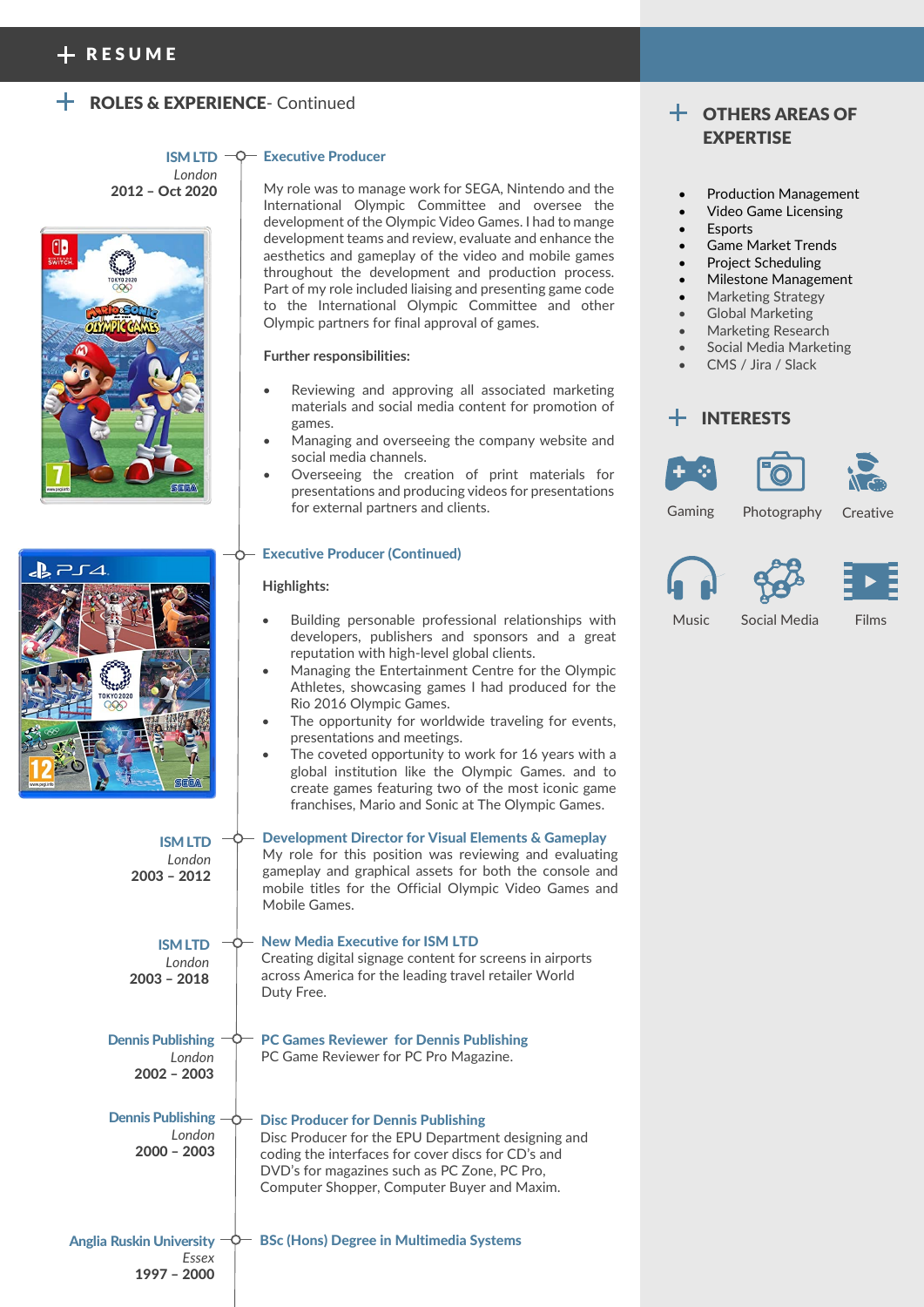# + RESUME

## + ROLES & EXPERIENCE- Continued

**ISM LTD**
*London*
**2012 – Oct 2020**

### Executive Producer

My role was to manage work for SEGA, Nintendo and the International Olympic Committee and oversee the development of the Olympic Video Games. I had to mange development teams and review, evaluate and enhance the aesthetics and gameplay of the video and mobile games throughout the development and production process. Part of my role included liaising and presenting game code to the International Olympic Committee and other Olympic partners for final approval of games.

**Further responsibilities:**

- Reviewing and approving all associated marketing materials and social media content for promotion of games.
- Managing and overseeing the company website and social media channels.
- Overseeing the creation of print materials for presentations and producing videos for presentations for external partners and clients.

### Executive Producer (Continued)

**Highlights:**

- Building personable professional relationships with developers, publishers and sponsors and a great reputation with high-level global clients.
- Managing the Entertainment Centre for the Olympic Athletes, showcasing games I had produced for the Rio 2016 Olympic Games.
- The opportunity for worldwide traveling for events, presentations and meetings.
- The coveted opportunity to work for 16 years with a global institution like the Olympic Games. and to create games featuring two of the most iconic game franchises, Mario and Sonic at The Olympic Games.

**ISM LTD**
*London*
**2003 – 2012**

### Development Director for Visual Elements & Gameplay

My role for this position was reviewing and evaluating gameplay and graphical assets for both the console and mobile titles for the Official Olympic Video Games and Mobile Games.

**ISM LTD**
*London*
**2003 – 2018**

### New Media Executive for ISM LTD

Creating digital signage content for screens in airports across America for the leading travel retailer World Duty Free.

**Dennis Publishing**
*London*
**2002 – 2003**

### PC Games Reviewer for Dennis Publishing

PC Game Reviewer for PC Pro Magazine.

**Dennis Publishing**
*London*
**2000 – 2003**

### Disc Producer for Dennis Publishing

Disc Producer for the EPU Department designing and coding the interfaces for cover discs for CD's and DVD's for magazines such as PC Zone, PC Pro, Computer Shopper, Computer Buyer and Maxim.

**Anglia Ruskin University**
*Essex*
**1997 – 2000**

### BSc (Hons) Degree in Multimedia Systems

## + OTHERS AREAS OF EXPERTISE

- Production Management
- Video Game Licensing
- Esports
- Game Market Trends
- Project Scheduling
- Milestone Management
- Marketing Strategy
- Global Marketing
- Marketing Research
- Social Media Marketing
- CMS / Jira / Slack

## + INTERESTS

Gaming, Photography, Creative, Music, Social Media, Films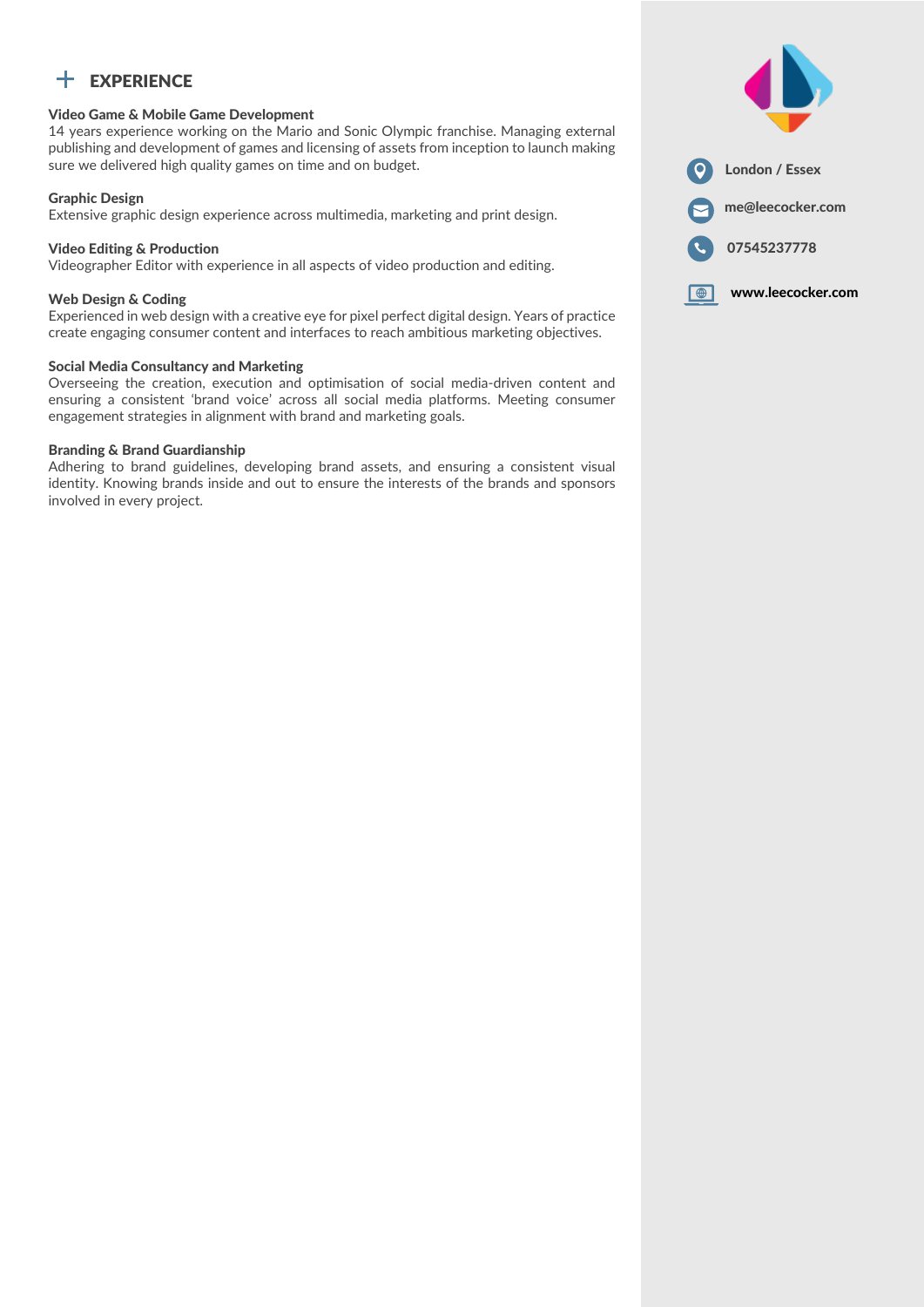## EXPERIENCE

**Video Game & Mobile Game Development**
14 years experience working on the Mario and Sonic Olympic franchise. Managing external publishing and development of games and licensing of assets from inception to launch making sure we delivered high quality games on time and on budget.

**Graphic Design**
Extensive graphic design experience across multimedia, marketing and print design.

**Video Editing & Production**
Videographer Editor with experience in all aspects of video production and editing.

**Web Design & Coding**
Experienced in web design with a creative eye for pixel perfect digital design. Years of practice create engaging consumer content and interfaces to reach ambitious marketing objectives.

**Social Media Consultancy and Marketing**
Overseeing the creation, execution and optimisation of social media-driven content and ensuring a consistent 'brand voice' across all social media platforms. Meeting consumer engagement strategies in alignment with brand and marketing goals.

**Branding & Brand Guardianship**
Adhering to brand guidelines, developing brand assets, and ensuring a consistent visual identity. Knowing brands inside and out to ensure the interests of the brands and sponsors involved in every project.

**London / Essex**

**me@leecocker.com**

**07545237778**

**www.leecocker.com**